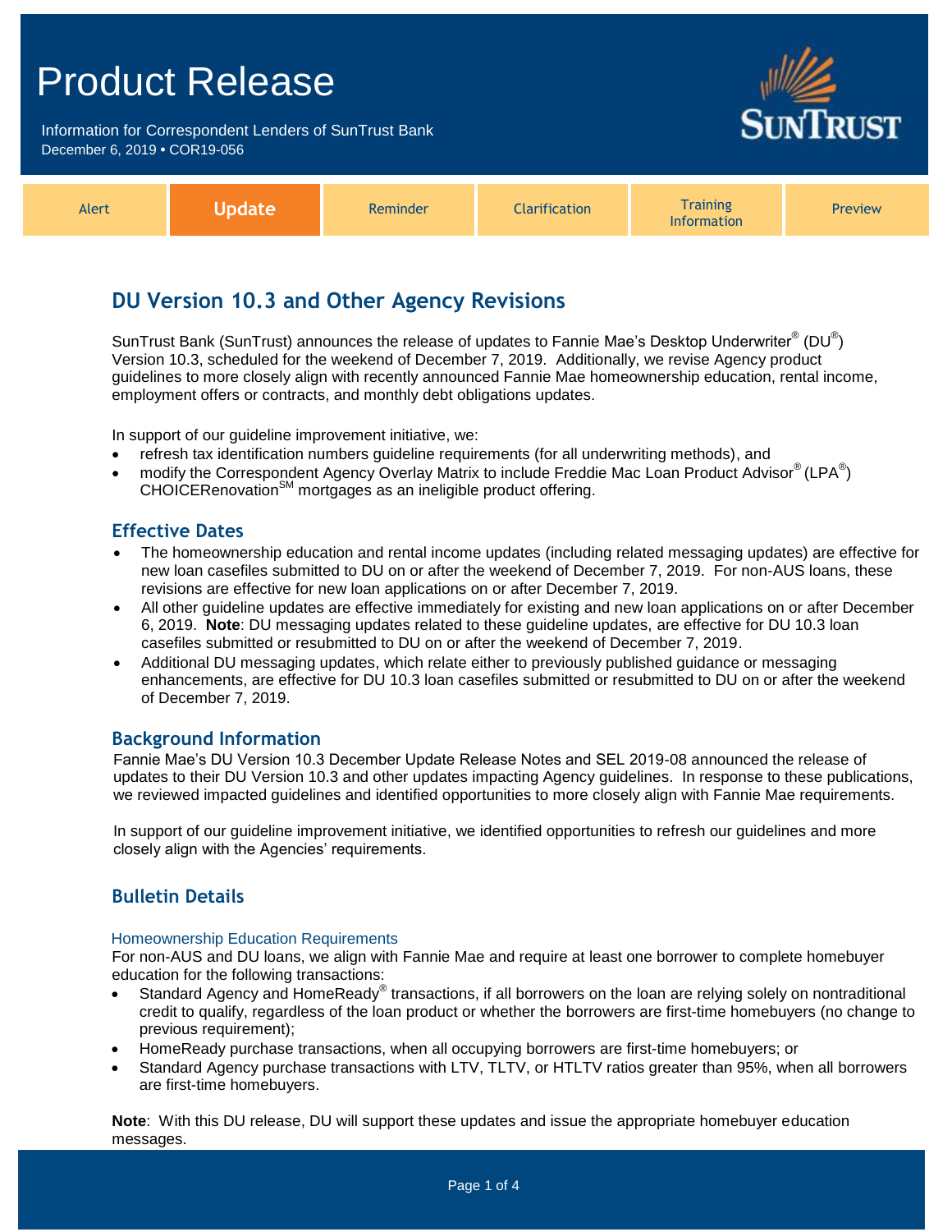# Product Release

Information for Correspondent Lenders of SunTrust Bank
December 6, 2019 • COR19-056

| Alert | **Update** | Reminder | Clarification | Training Information | Preview |
|---|---|---|---|---|---|

## DU Version 10.3 and Other Agency Revisions

SunTrust Bank (SunTrust) announces the release of updates to Fannie Mae's Desktop Underwriter® (DU®) Version 10.3, scheduled for the weekend of December 7, 2019. Additionally, we revise Agency product guidelines to more closely align with recently announced Fannie Mae homeownership education, rental income, employment offers or contracts, and monthly debt obligations updates.

In support of our guideline improvement initiative, we:

- refresh tax identification numbers guideline requirements (for all underwriting methods), and
- modify the Correspondent Agency Overlay Matrix to include Freddie Mac Loan Product Advisor® (LPA®) CHOICERenovation℠ mortgages as an ineligible product offering.

### Effective Dates

- The homeownership education and rental income updates (including related messaging updates) are effective for new loan casefiles submitted to DU on or after the weekend of December 7, 2019. For non-AUS loans, these revisions are effective for new loan applications on or after December 7, 2019.
- All other guideline updates are effective immediately for existing and new loan applications on or after December 6, 2019. **Note**: DU messaging updates related to these guideline updates, are effective for DU 10.3 loan casefiles submitted or resubmitted to DU on or after the weekend of December 7, 2019.
- Additional DU messaging updates, which relate either to previously published guidance or messaging enhancements, are effective for DU 10.3 loan casefiles submitted or resubmitted to DU on or after the weekend of December 7, 2019.

### Background Information

Fannie Mae's DU Version 10.3 December Update Release Notes and SEL 2019-08 announced the release of updates to their DU Version 10.3 and other updates impacting Agency guidelines. In response to these publications, we reviewed impacted guidelines and identified opportunities to more closely align with Fannie Mae requirements.

In support of our guideline improvement initiative, we identified opportunities to refresh our guidelines and more closely align with the Agencies' requirements.

### Bulletin Details

#### Homeownership Education Requirements

For non-AUS and DU loans, we align with Fannie Mae and require at least one borrower to complete homebuyer education for the following transactions:

- Standard Agency and HomeReady® transactions, if all borrowers on the loan are relying solely on nontraditional credit to qualify, regardless of the loan product or whether the borrowers are first-time homebuyers (no change to previous requirement);
- HomeReady purchase transactions, when all occupying borrowers are first-time homebuyers; or
- Standard Agency purchase transactions with LTV, TLTV, or HTLTV ratios greater than 95%, when all borrowers are first-time homebuyers.

**Note**: With this DU release, DU will support these updates and issue the appropriate homebuyer education messages.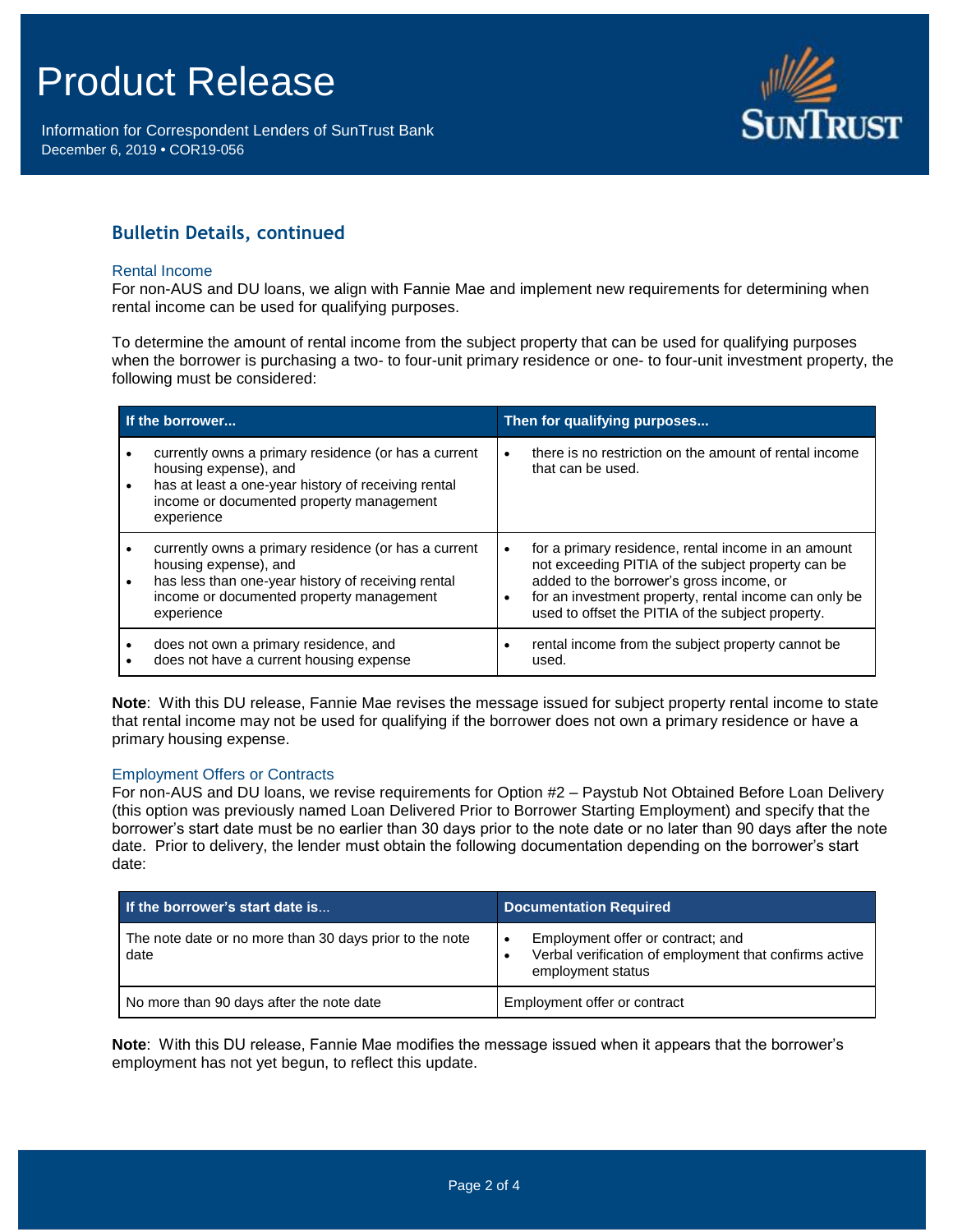## Bulletin Details, continued

### Rental Income

For non-AUS and DU loans, we align with Fannie Mae and implement new requirements for determining when rental income can be used for qualifying purposes.

To determine the amount of rental income from the subject property that can be used for qualifying purposes when the borrower is purchasing a two- to four-unit primary residence or one- to four-unit investment property, the following must be considered:

| If the borrower... | Then for qualifying purposes... |
|---|---|
| • currently owns a primary residence (or has a current housing expense), and<br>• has at least a one-year history of receiving rental income or documented property management experience | • there is no restriction on the amount of rental income that can be used. |
| • currently owns a primary residence (or has a current housing expense), and<br>• has less than one-year history of receiving rental income or documented property management experience | • for a primary residence, rental income in an amount not exceeding PITIA of the subject property can be added to the borrower's gross income, or<br>• for an investment property, rental income can only be used to offset the PITIA of the subject property. |
| • does not own a primary residence, and<br>• does not have a current housing expense | • rental income from the subject property cannot be used. |

**Note**: With this DU release, Fannie Mae revises the message issued for subject property rental income to state that rental income may not be used for qualifying if the borrower does not own a primary residence or have a primary housing expense.

### Employment Offers or Contracts

For non-AUS and DU loans, we revise requirements for Option #2 – Paystub Not Obtained Before Loan Delivery (this option was previously named Loan Delivered Prior to Borrower Starting Employment) and specify that the borrower's start date must be no earlier than 30 days prior to the note date or no later than 90 days after the note date. Prior to delivery, the lender must obtain the following documentation depending on the borrower's start date:

| If the borrower's start date is... | Documentation Required |
|---|---|
| The note date or no more than 30 days prior to the note date | • Employment offer or contract; and<br>• Verbal verification of employment that confirms active employment status |
| No more than 90 days after the note date | Employment offer or contract |

**Note**: With this DU release, Fannie Mae modifies the message issued when it appears that the borrower's employment has not yet begun, to reflect this update.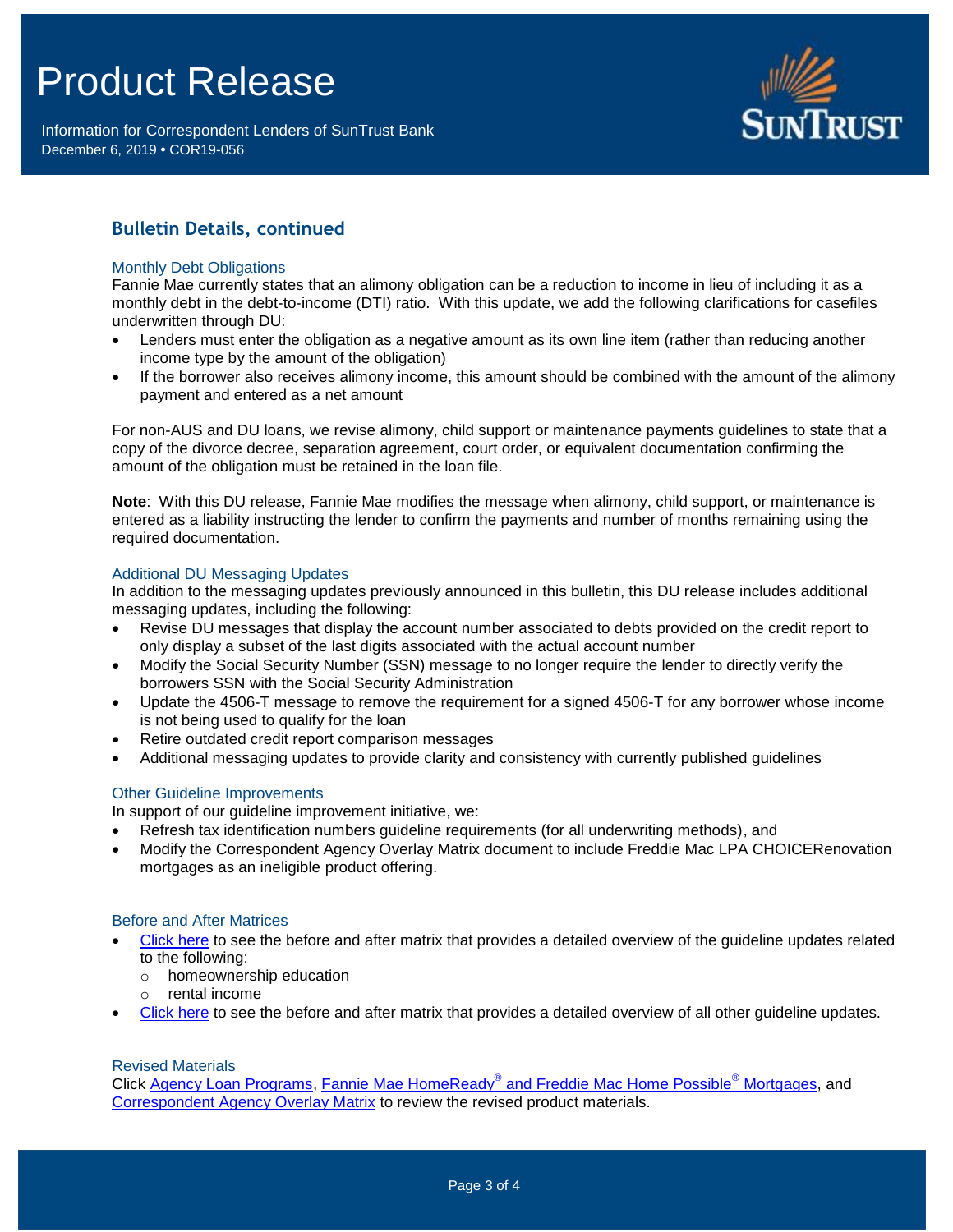## Bulletin Details, continued

### Monthly Debt Obligations

Fannie Mae currently states that an alimony obligation can be a reduction to income in lieu of including it as a monthly debt in the debt-to-income (DTI) ratio. With this update, we add the following clarifications for casefiles underwritten through DU:

- Lenders must enter the obligation as a negative amount as its own line item (rather than reducing another income type by the amount of the obligation)
- If the borrower also receives alimony income, this amount should be combined with the amount of the alimony payment and entered as a net amount

For non-AUS and DU loans, we revise alimony, child support or maintenance payments guidelines to state that a copy of the divorce decree, separation agreement, court order, or equivalent documentation confirming the amount of the obligation must be retained in the loan file.

**Note**: With this DU release, Fannie Mae modifies the message when alimony, child support, or maintenance is entered as a liability instructing the lender to confirm the payments and number of months remaining using the required documentation.

### Additional DU Messaging Updates

In addition to the messaging updates previously announced in this bulletin, this DU release includes additional messaging updates, including the following:

- Revise DU messages that display the account number associated to debts provided on the credit report to only display a subset of the last digits associated with the actual account number
- Modify the Social Security Number (SSN) message to no longer require the lender to directly verify the borrowers SSN with the Social Security Administration
- Update the 4506-T message to remove the requirement for a signed 4506-T for any borrower whose income is not being used to qualify for the loan
- Retire outdated credit report comparison messages
- Additional messaging updates to provide clarity and consistency with currently published guidelines

### Other Guideline Improvements

In support of our guideline improvement initiative, we:

- Refresh tax identification numbers guideline requirements (for all underwriting methods), and
- Modify the Correspondent Agency Overlay Matrix document to include Freddie Mac LPA CHOICERenovation mortgages as an ineligible product offering.

### Before and After Matrices

- Click here to see the before and after matrix that provides a detailed overview of the guideline updates related to the following:
  - homeownership education
  - rental income
- Click here to see the before and after matrix that provides a detailed overview of all other guideline updates.

### Revised Materials

Click Agency Loan Programs, Fannie Mae HomeReady® and Freddie Mac Home Possible® Mortgages, and Correspondent Agency Overlay Matrix to review the revised product materials.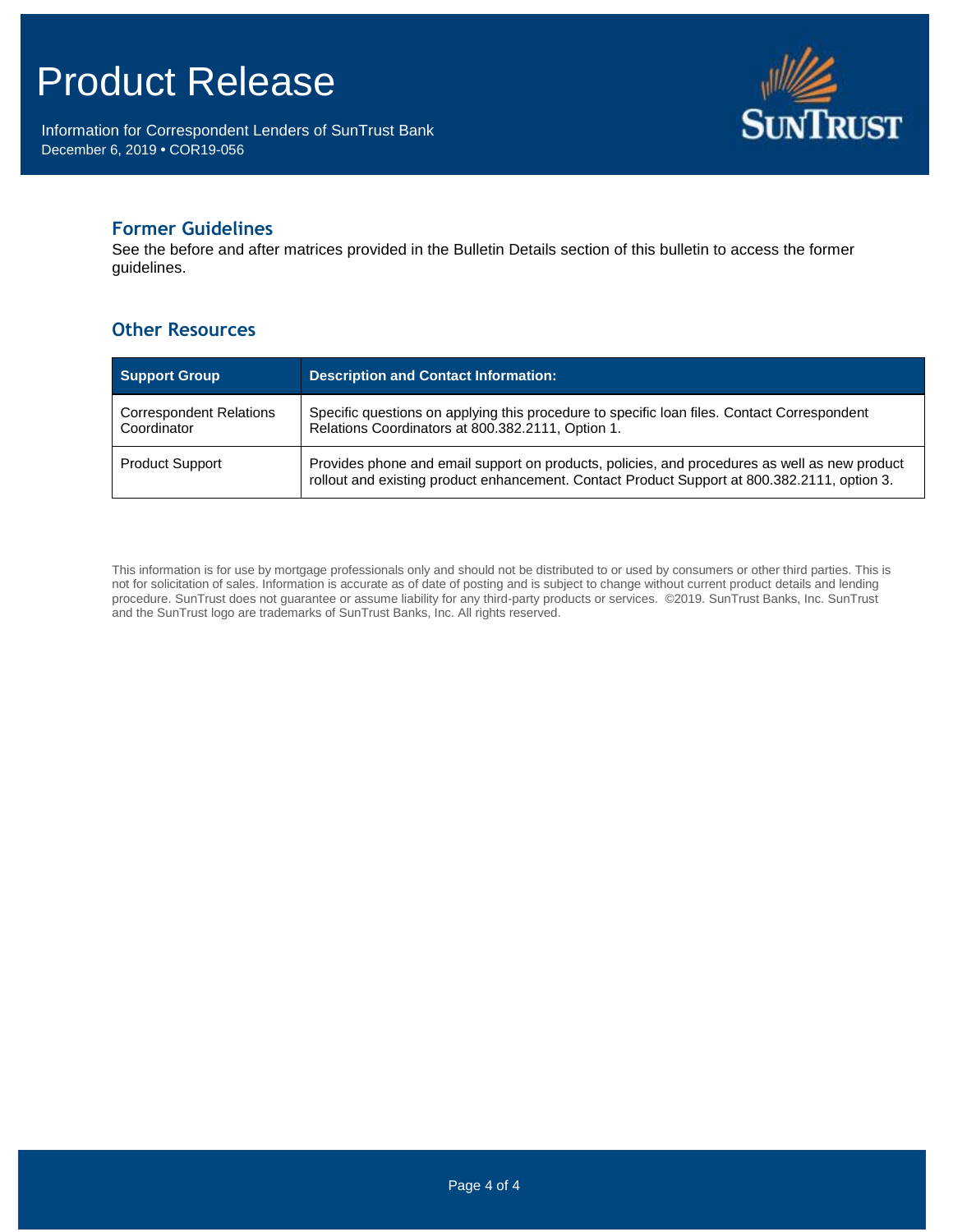## Former Guidelines

See the before and after matrices provided in the Bulletin Details section of this bulletin to access the former guidelines.

## Other Resources

| Support Group | Description and Contact Information: |
|---|---|
| Correspondent Relations Coordinator | Specific questions on applying this procedure to specific loan files. Contact Correspondent Relations Coordinators at 800.382.2111, Option 1. |
| Product Support | Provides phone and email support on products, policies, and procedures as well as new product rollout and existing product enhancement. Contact Product Support at 800.382.2111, option 3. |

This information is for use by mortgage professionals only and should not be distributed to or used by consumers or other third parties. This is not for solicitation of sales. Information is accurate as of date of posting and is subject to change without current product details and lending procedure. SunTrust does not guarantee or assume liability for any third-party products or services. ©2019. SunTrust Banks, Inc. SunTrust and the SunTrust logo are trademarks of SunTrust Banks, Inc. All rights reserved.